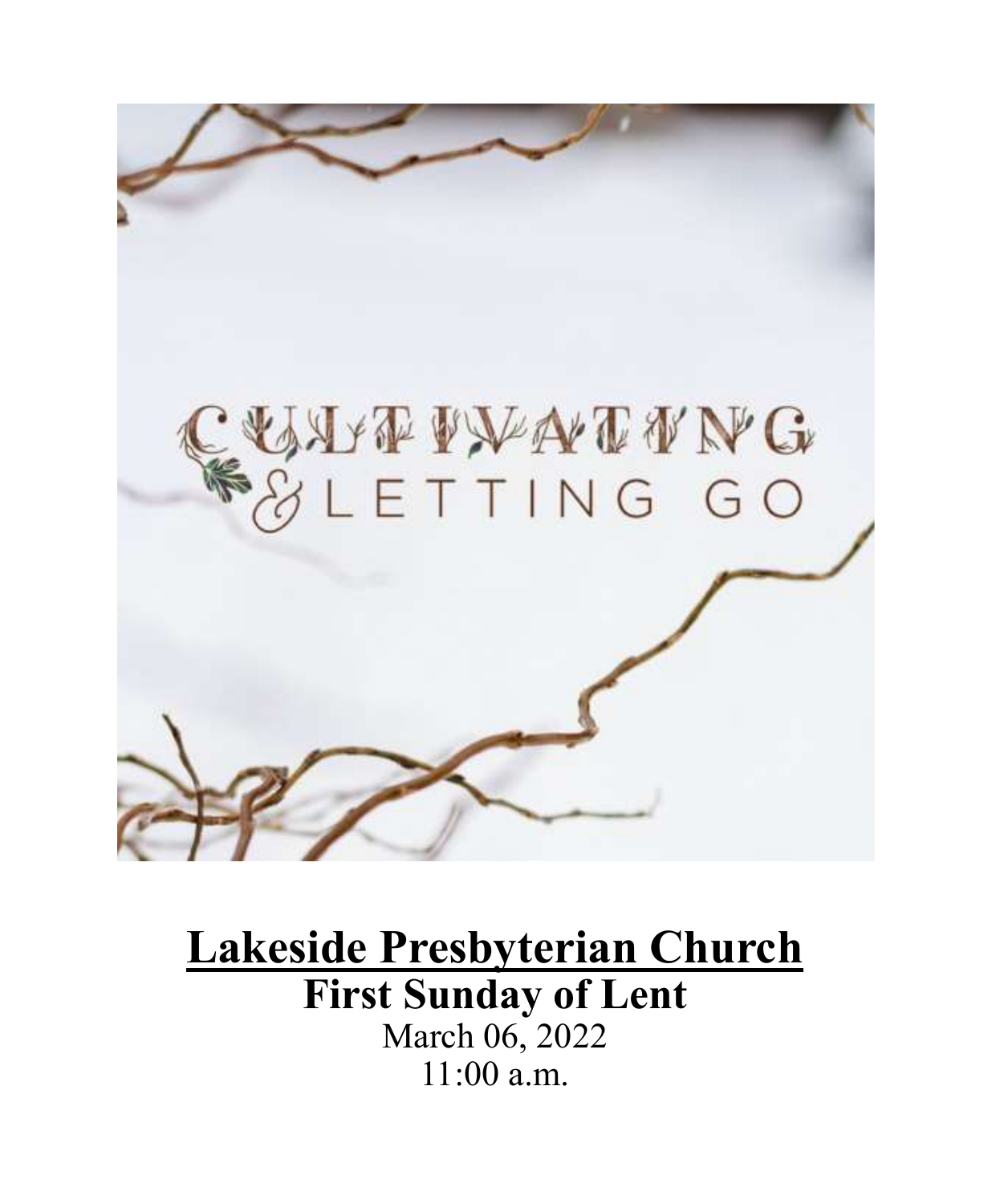CULTIVATING & LETTING GO

# Lakeside Presbyterian Church

## First Sunday of Lent

March 06, 2022

11:00 a.m.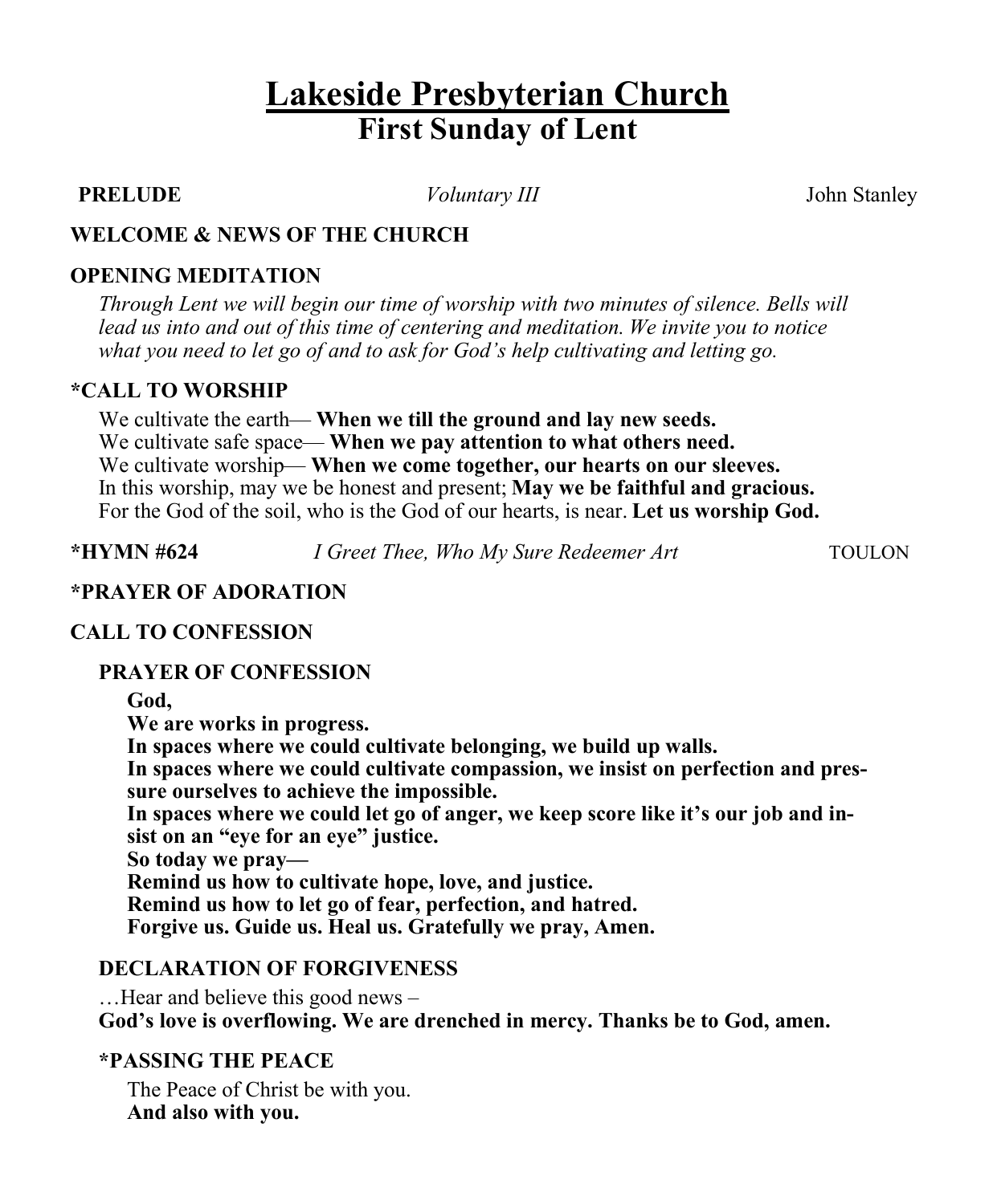# Lakeside Presbyterian Church
## First Sunday of Lent

**PRELUDE** *Voluntary III* John Stanley

**WELCOME & NEWS OF THE CHURCH**

**OPENING MEDITATION**

*Through Lent we will begin our time of worship with two minutes of silence. Bells will lead us into and out of this time of centering and meditation. We invite you to notice what you need to let go of and to ask for God's help cultivating and letting go.*

**\*CALL TO WORSHIP**

We cultivate the earth— **When we till the ground and lay new seeds.**
We cultivate safe space— **When we pay attention to what others need.**
We cultivate worship— **When we come together, our hearts on our sleeves.**
In this worship, may we be honest and present; **May we be faithful and gracious.**
For the God of the soil, who is the God of our hearts, is near. **Let us worship God.**

**\*HYMN #624** *I Greet Thee, Who My Sure Redeemer Art* TOULON

**\*PRAYER OF ADORATION**

**CALL TO CONFESSION**

**PRAYER OF CONFESSION**

**God,**
**We are works in progress.**
**In spaces where we could cultivate belonging, we build up walls.**
**In spaces where we could cultivate compassion, we insist on perfection and pressure ourselves to achieve the impossible.**
**In spaces where we could let go of anger, we keep score like it's our job and insist on an "eye for an eye" justice.**
**So today we pray—**
**Remind us how to cultivate hope, love, and justice.**
**Remind us how to let go of fear, perfection, and hatred.**
**Forgive us. Guide us. Heal us. Gratefully we pray, Amen.**

**DECLARATION OF FORGIVENESS**

…Hear and believe this good news –
**God's love is overflowing. We are drenched in mercy. Thanks be to God, amen.**

**\*PASSING THE PEACE**

The Peace of Christ be with you.
**And also with you.**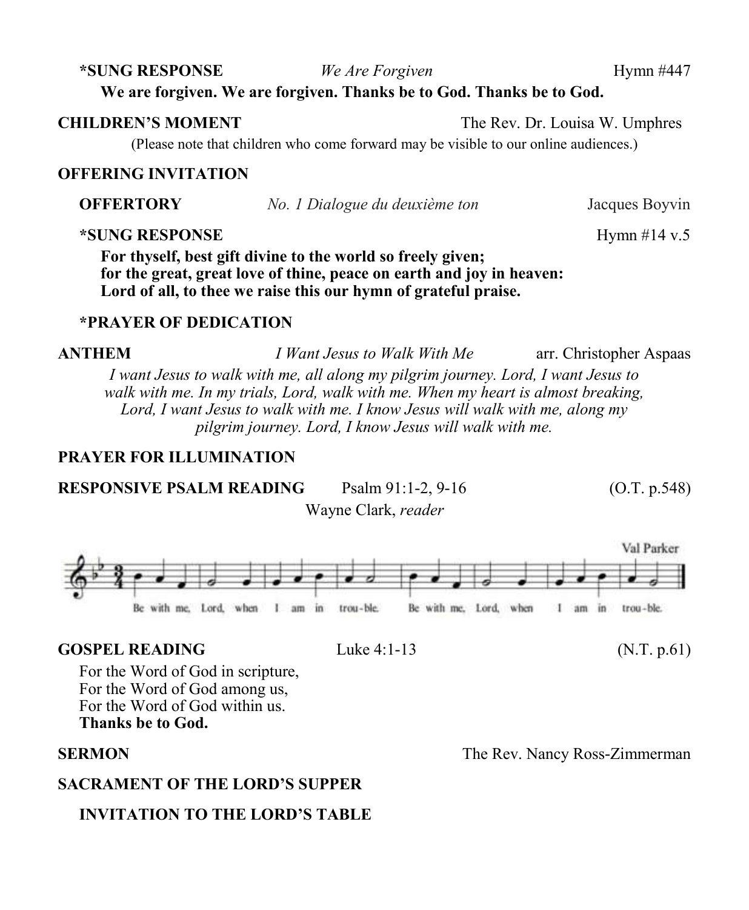**\*SUNG RESPONSE** *We Are Forgiven* Hymn #447

**We are forgiven. We are forgiven. Thanks be to God. Thanks be to God.**

**CHILDREN'S MOMENT** The Rev. Dr. Louisa W. Umphres

(Please note that children who come forward may be visible to our online audiences.)

**OFFERING INVITATION**

**OFFERTORY** *No. 1 Dialogue du deuxième ton* Jacques Boyvin

**\*SUNG RESPONSE** Hymn #14 v.5

**For thyself, best gift divine to the world so freely given;**
**for the great, great love of thine, peace on earth and joy in heaven:**
**Lord of all, to thee we raise this our hymn of grateful praise.**

**\*PRAYER OF DEDICATION**

**ANTHEM** *I Want Jesus to Walk With Me* arr. Christopher Aspaas

*I want Jesus to walk with me, all along my pilgrim journey. Lord, I want Jesus to walk with me. In my trials, Lord, walk with me. When my heart is almost breaking, Lord, I want Jesus to walk with me. I know Jesus will walk with me, along my pilgrim journey. Lord, I know Jesus will walk with me.*

**PRAYER FOR ILLUMINATION**

**RESPONSIVE PSALM READING** Psalm 91:1-2, 9-16 (O.T. p.548)

Wayne Clark, *reader*

Val Parker

Be with me, Lord, when I am in trouble. Be with me, Lord, when I am in trouble.

**GOSPEL READING** Luke 4:1-13 (N.T. p.61)

For the Word of God in scripture,
For the Word of God among us,
For the Word of God within us.
**Thanks be to God.**

**SERMON** The Rev. Nancy Ross-Zimmerman

**SACRAMENT OF THE LORD'S SUPPER**

**INVITATION TO THE LORD'S TABLE**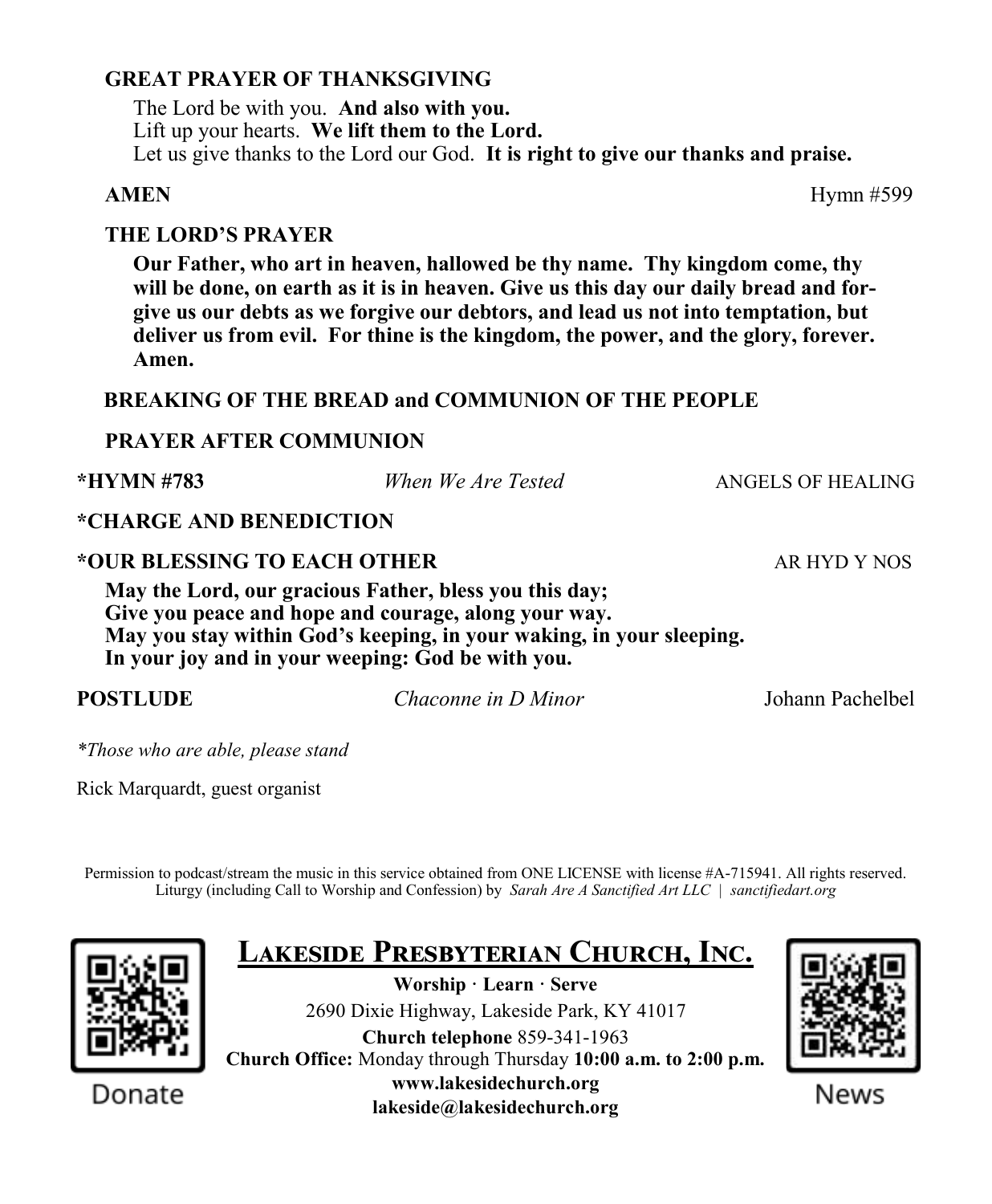**GREAT PRAYER OF THANKSGIVING**

The Lord be with you. **And also with you.**
Lift up your hearts. **We lift them to the Lord.**
Let us give thanks to the Lord our God. **It is right to give our thanks and praise.**

**AMEN** Hymn #599

**THE LORD'S PRAYER**

**Our Father, who art in heaven, hallowed be thy name. Thy kingdom come, thy will be done, on earth as it is in heaven. Give us this day our daily bread and forgive us our debts as we forgive our debtors, and lead us not into temptation, but deliver us from evil. For thine is the kingdom, the power, and the glory, forever. Amen.**

**BREAKING OF THE BREAD and COMMUNION OF THE PEOPLE**

**PRAYER AFTER COMMUNION**

**\*HYMN #783** *When We Are Tested* ANGELS OF HEALING

**\*CHARGE AND BENEDICTION**

**\*OUR BLESSING TO EACH OTHER** AR HYD Y NOS

**May the Lord, our gracious Father, bless you this day;**
**Give you peace and hope and courage, along your way.**
**May you stay within God's keeping, in your waking, in your sleeping.**
**In your joy and in your weeping: God be with you.**

**POSTLUDE** *Chaconne in D Minor* Johann Pachelbel

*\*Those who are able, please stand*

Rick Marquardt, guest organist

Permission to podcast/stream the music in this service obtained from ONE LICENSE with license #A-715941. All rights reserved. Liturgy (including Call to Worship and Confession) by *Sarah Are A Sanctified Art LLC | sanctifiedart.org*

Donate

**LAKESIDE PRESBYTERIAN CHURCH, INC.**

**Worship · Learn · Serve**
2690 Dixie Highway, Lakeside Park, KY 41017
**Church telephone** 859-341-1963
**Church Office:** Monday through Thursday **10:00 a.m. to 2:00 p.m.**
**www.lakesidechurch.org**
**lakeside@lakesidechurch.org**

News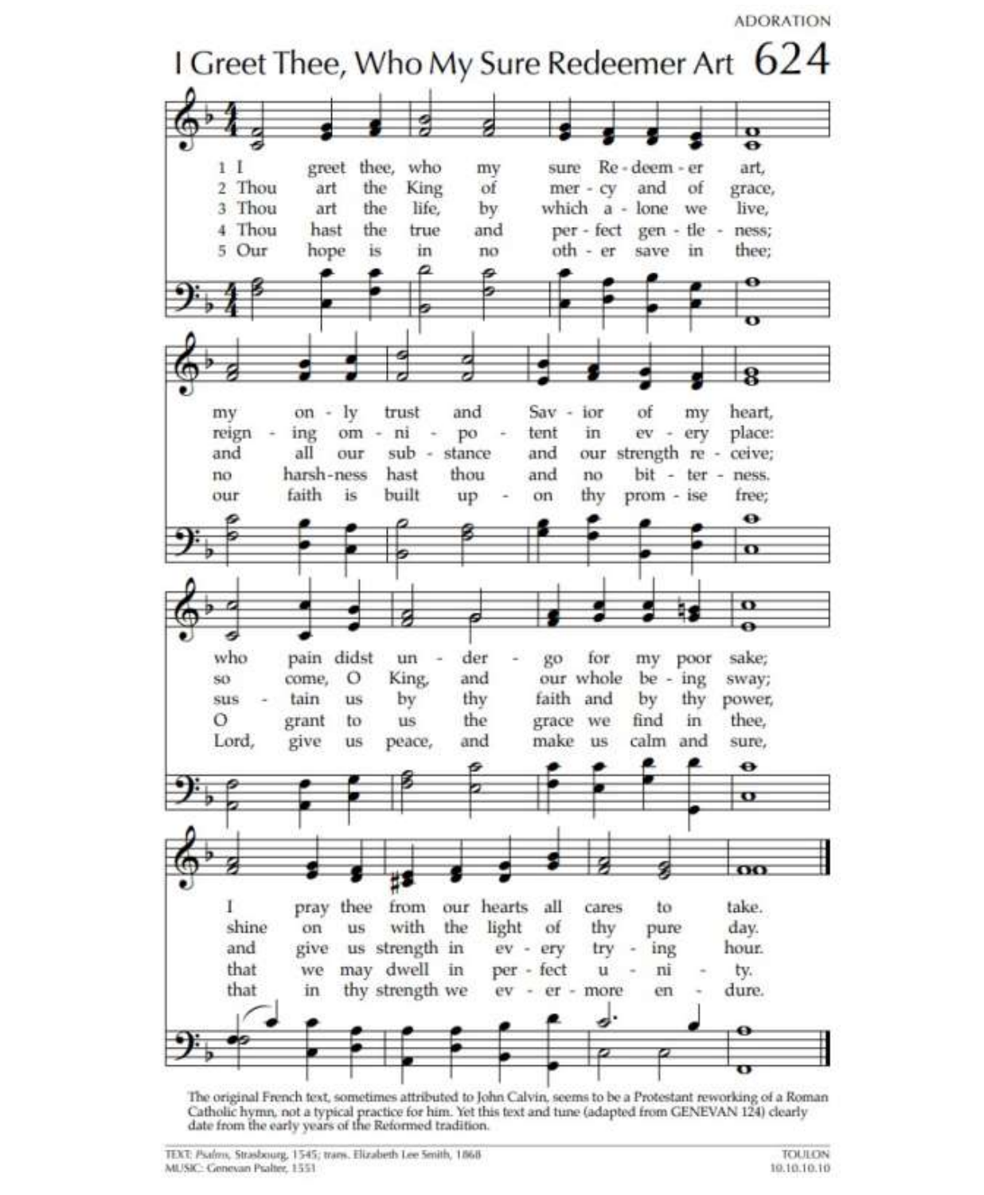ADORATION

# I Greet Thee, Who My Sure Redeemer Art 624

1 I greet thee, who my sure Redeemer art,
my only trust and Savior of my heart,
who pain didst undergo for my poor sake;
I pray thee from our hearts all cares to take.

2 Thou art the King of mercy and of grace,
reigning omnipotent in every place:
so come, O King, and our whole being sway;
shine on us with the light of thy pure day.

3 Thou art the life, by which alone we live,
and all our substance and our strength receive;
sustain us by thy faith and by thy power,
and give us strength in every trying hour.

4 Thou hast the true and perfect gentleness;
no harshness hast thou and no bitterness.
O grant to us the grace we find in thee,
that we may dwell in perfect unity.

5 Our hope is in no other save in thee;
our faith is built upon thy promise free;
Lord, give us peace, and make us calm and sure,
that in thy strength we evermore endure.

The original French text, sometimes attributed to John Calvin, seems to be a Protestant reworking of a Roman Catholic hymn, not a typical practice for him. Yet this text and tune (adapted from GENEVAN 124) clearly date from the early years of the Reformed tradition.

TEXT: *Psalms*, Strasbourg, 1545; trans. Elizabeth Lee Smith, 1868
MUSIC: Genevan Psalter, 1551

TOULON
10.10.10.10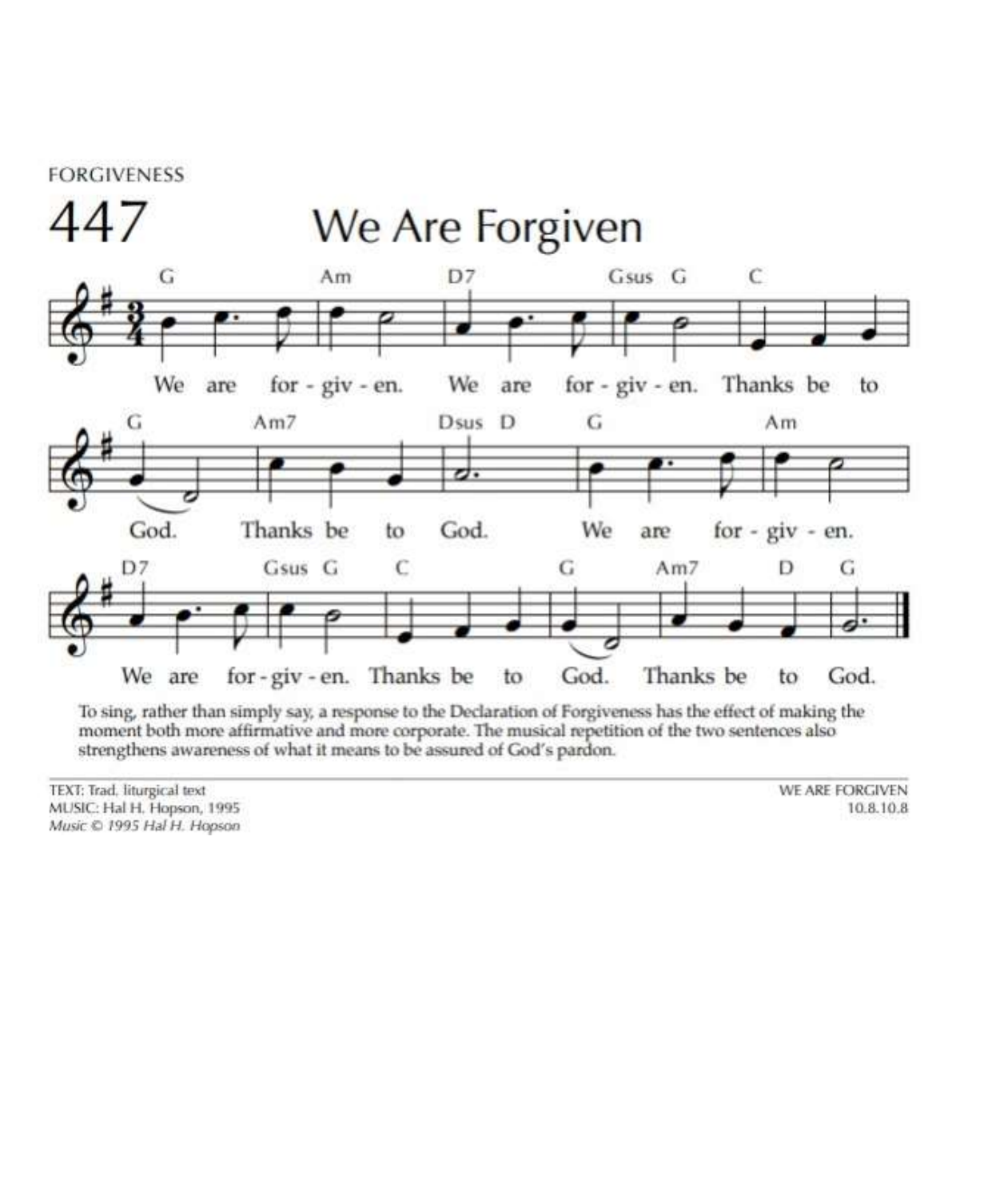FORGIVENESS

# 447 We Are Forgiven

We are for - giv - en. We are for - giv - en. Thanks be to God. Thanks be to God.

We are for - giv - en. We are for - giv - en. Thanks be to God. Thanks be to God.

To sing, rather than simply say, a response to the Declaration of Forgiveness has the effect of making the moment both more affirmative and more corporate. The musical repetition of the two sentences also strengthens awareness of what it means to be assured of God's pardon.

TEXT: Trad. liturgical text
MUSIC: Hal H. Hopson, 1995
*Music © 1995 Hal H. Hopson*

WE ARE FORGIVEN
10.8.10.8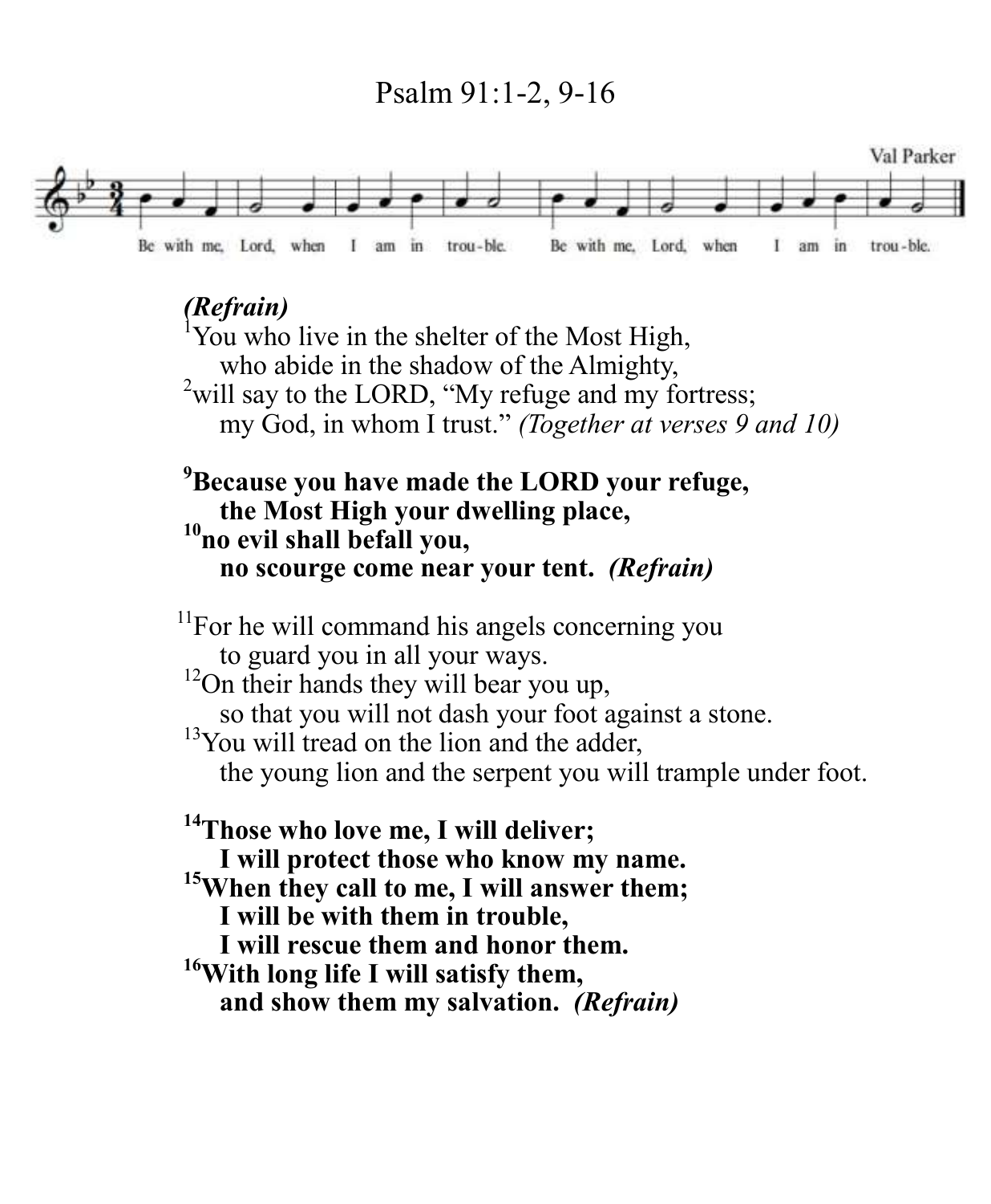# Psalm 91:1-2, 9-16

Val Parker

Be with me, Lord, when I am in trou-ble. Be with me, Lord, when I am in trou-ble.

***(Refrain)***

[1]You who live in the shelter of the Most High,
  who abide in the shadow of the Almighty,
[2]will say to the LORD, "My refuge and my fortress;
  my God, in whom I trust." *(Together at verses 9 and 10)*

**[9]Because you have made the LORD your refuge,**
  **the Most High your dwelling place,**
**[10]no evil shall befall you,**
  **no scourge come near your tent.** ***(Refrain)***

[11]For he will command his angels concerning you
  to guard you in all your ways.
[12]On their hands they will bear you up,
  so that you will not dash your foot against a stone.
[13]You will tread on the lion and the adder,
  the young lion and the serpent you will trample under foot.

**[14]Those who love me, I will deliver;**
  **I will protect those who know my name.**
**[15]When they call to me, I will answer them;**
  **I will be with them in trouble,**
  **I will rescue them and honor them.**
**[16]With long life I will satisfy them,**
  **and show them my salvation.** ***(Refrain)***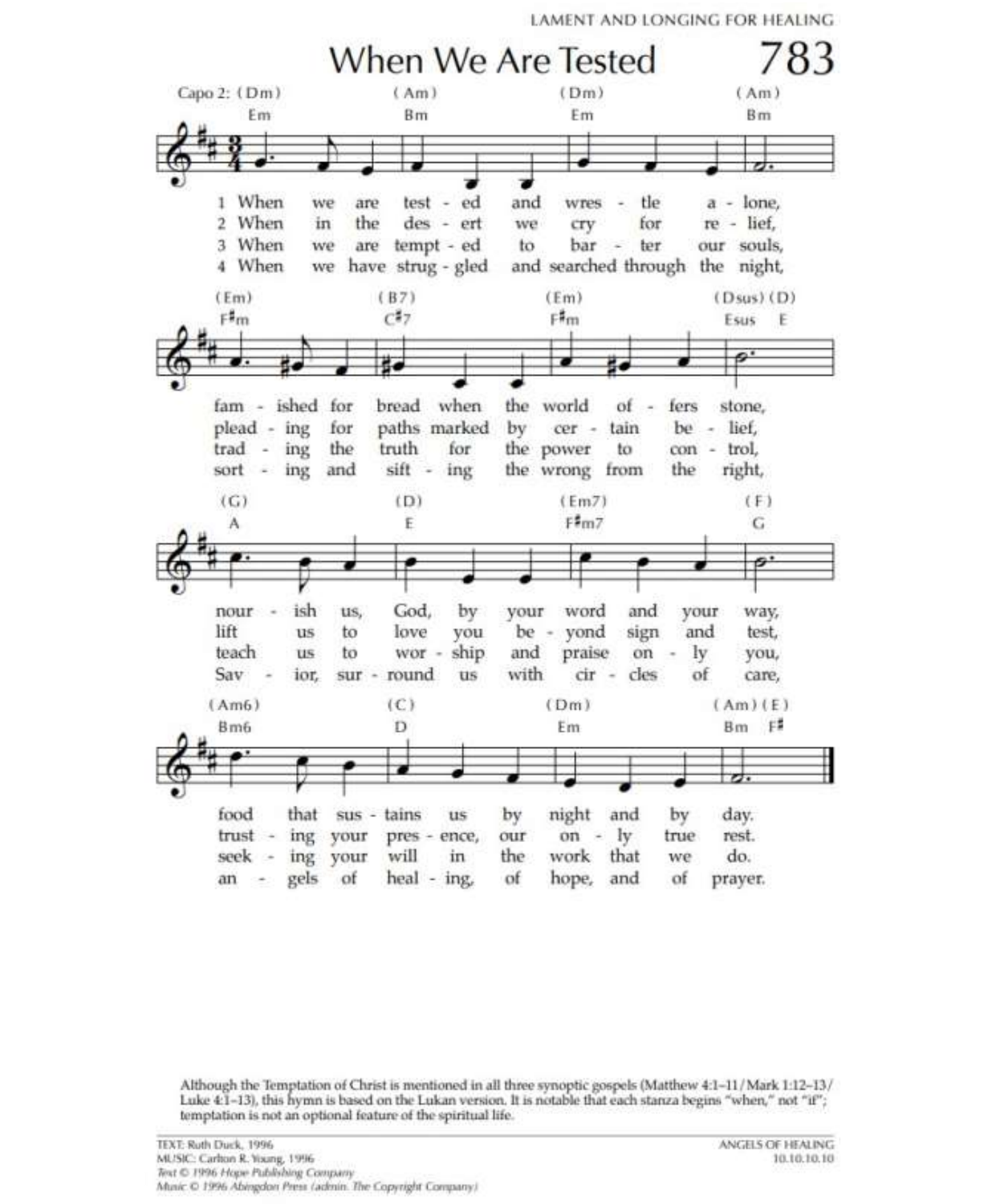LAMENT AND LONGING FOR HEALING

# When We Are Tested

783

1 When we are tested and wrestle alone,
famished for bread when the world offers stone,
nourish us, God, by your word and your way,
food that sustains us by night and by day.

2 When in the desert we cry for relief,
pleading for paths marked by certain belief,
lift us to love you beyond sign and test,
trusting your presence, our only true rest.

3 When we are tempted to barter our souls,
trading the truth for the power to control,
teach us to worship and praise only you,
seeking your will in the work that we do.

4 When we have struggled and searched through the night,
sorting and sifting the wrong from the right,
Savior, surround us with circles of care,
angels of healing, of hope, and of prayer.

Although the Temptation of Christ is mentioned in all three synoptic gospels (Matthew 4:1–11/Mark 1:12–13/Luke 4:1–13), this hymn is based on the Lukan version. It is notable that each stanza begins "when," not "if"; temptation is not an optional feature of the spiritual life.

TEXT: Ruth Duck, 1996
MUSIC: Carlton R. Young, 1996
*Text © 1996 Hope Publishing Company*
*Music © 1996 Abingdon Press (admin. The Copyright Company)*

ANGELS OF HEALING
10.10.10.10